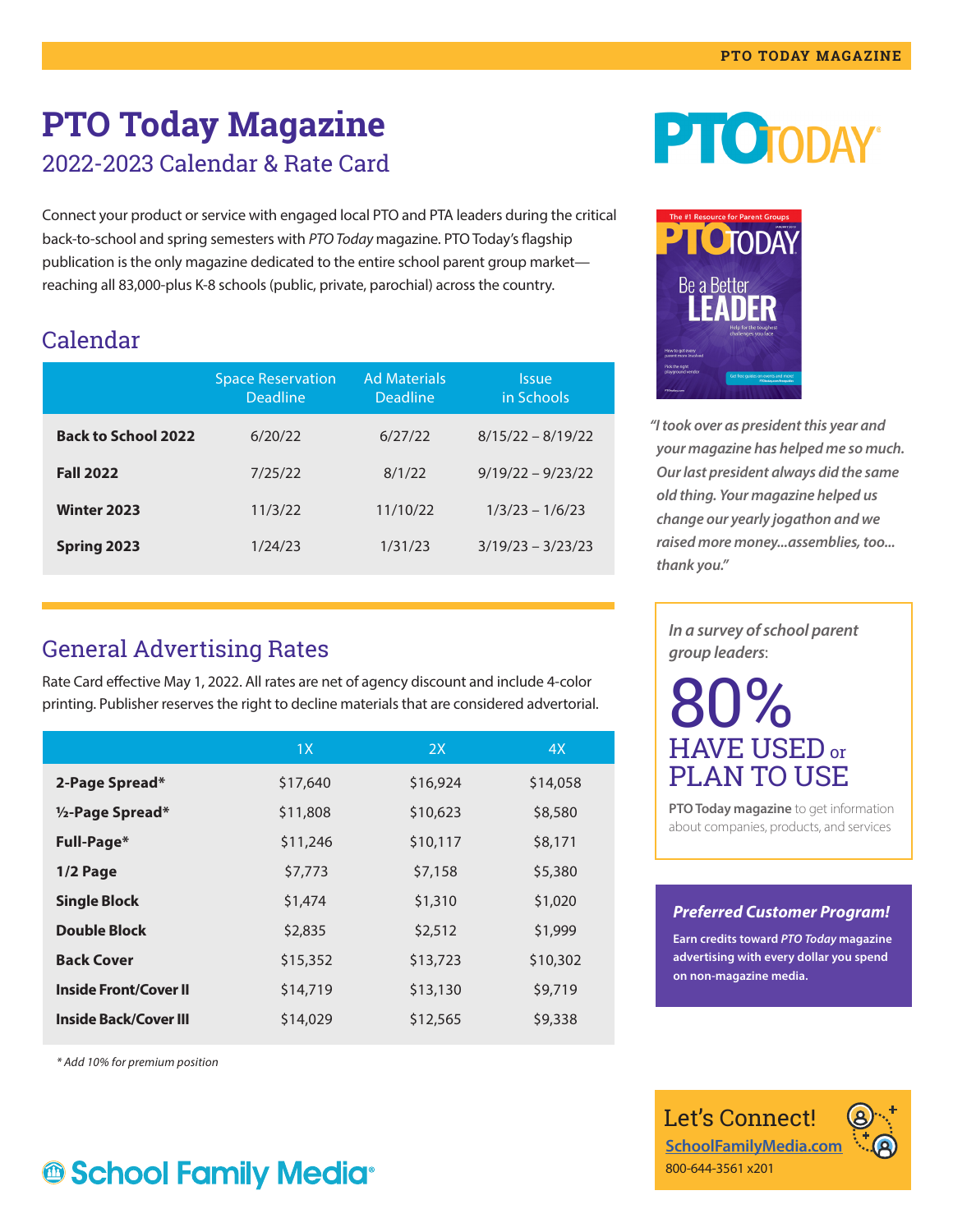# PTO Today Magazine

## 2022-2023 Calendar & Rate Card

Connect your product or service with engaged local PTO and PTA leaders during the critical back-to-school and spring semesters with *PTO Today* magazine. PTO Today's flagship publication is the only magazine dedicated to the entire school parent group market—reaching all 83,000-plus K-8 schools (public, private, parochial) across the country.

## Calendar

| | Space Reservation Deadline | Ad Materials Deadline | Issue in Schools |
|---|---|---|---|
| **Back to School 2022** | 6/20/22 | 6/27/22 | 8/15/22 – 8/19/22 |
| **Fall 2022** | 7/25/22 | 8/1/22 | 9/19/22 – 9/23/22 |
| **Winter 2023** | 11/3/22 | 11/10/22 | 1/3/23 – 1/6/23 |
| **Spring 2023** | 1/24/23 | 1/31/23 | 3/19/23 – 3/23/23 |

## General Advertising Rates

Rate Card effective May 1, 2022. All rates are net of agency discount and include 4-color printing. Publisher reserves the right to decline materials that are considered advertorial.

| | 1X | 2X | 4X |
|---|---|---|---|
| **2-Page Spread*** | $17,640 | $16,924 | $14,058 |
| **½-Page Spread*** | $11,808 | $10,623 | $8,580 |
| **Full-Page*** | $11,246 | $10,117 | $8,171 |
| **1/2 Page** | $7,773 | $7,158 | $5,380 |
| **Single Block** | $1,474 | $1,310 | $1,020 |
| **Double Block** | $2,835 | $2,512 | $1,999 |
| **Back Cover** | $15,352 | $13,723 | $10,302 |
| **Inside Front/Cover II** | $14,719 | $13,130 | $9,719 |
| **Inside Back/Cover III** | $14,029 | $12,565 | $9,338 |

*\* Add 10% for premium position*

*"I took over as president this year and your magazine has helped me so much. Our last president always did the same old thing. Your magazine helped us change our yearly jogathon and we raised more money...assemblies, too... thank you."*

*In a survey of school parent group leaders*:

**80%** HAVE USED or PLAN TO USE

**PTO Today magazine** to get information about companies, products, and services

***Preferred Customer Program!***

**Earn credits toward *PTO Today* magazine advertising with every dollar you spend on non-magazine media.**

Let's Connect!

SchoolFamilyMedia.com

800-644-3561 x201

School Family Media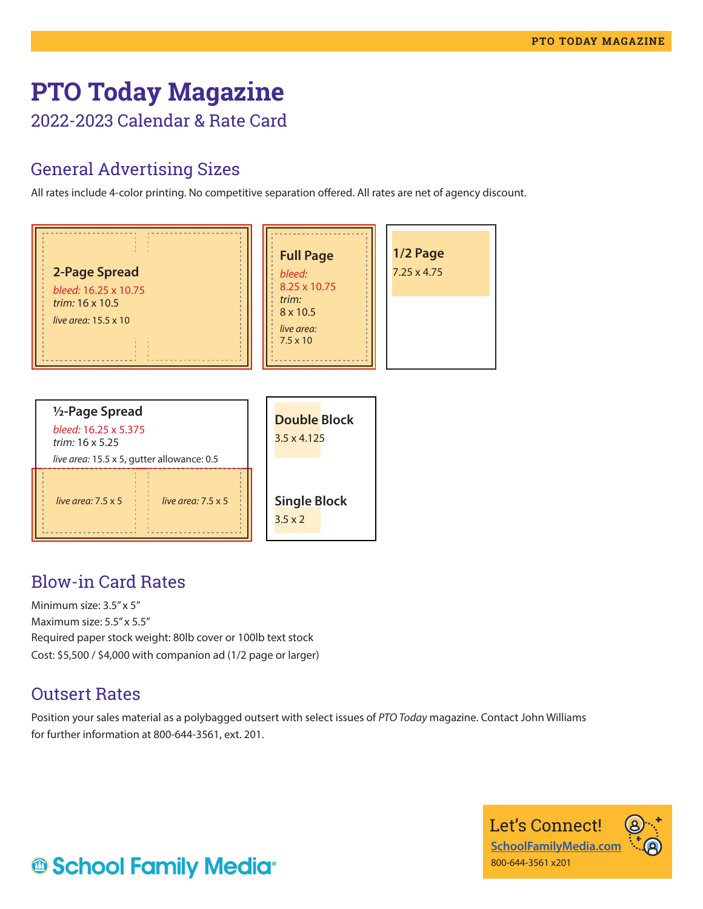# PTO Today Magazine

2022-2023 Calendar & Rate Card

## General Advertising Sizes

All rates include 4-color printing. No competitive separation offered. All rates are net of agency discount.

**2-Page Spread**
*bleed:* 16.25 x 10.75
*trim:* 16 x 10.5
*live area:* 15.5 x 10

**Full Page**
*bleed:* 8.25 x 10.75
*trim:* 8 x 10.5
*live area:* 7.5 x 10

**1/2 Page**
7.25 x 4.75

**½-Page Spread**
*bleed:* 16.25 x 5.375
*trim:* 16 x 5.25
*live area:* 15.5 x 5, gutter allowance: 0.5
*live area:* 7.5 x 5
*live area:* 7.5 x 5

**Double Block**
3.5 x 4.125

**Single Block**
3.5 x 2

## Blow-in Card Rates

Minimum size: 3.5″ x 5″
Maximum size: 5.5″ x 5.5″
Required paper stock weight: 80lb cover or 100lb text stock
Cost: $5,500 / $4,000 with companion ad (1/2 page or larger)

## Outsert Rates

Position your sales material as a polybagged outsert with select issues of *PTO Today* magazine. Contact John Williams for further information at 800-644-3561, ext. 201.

School Family Media®

Let's Connect!
SchoolFamilyMedia.com
800-644-3561 x201